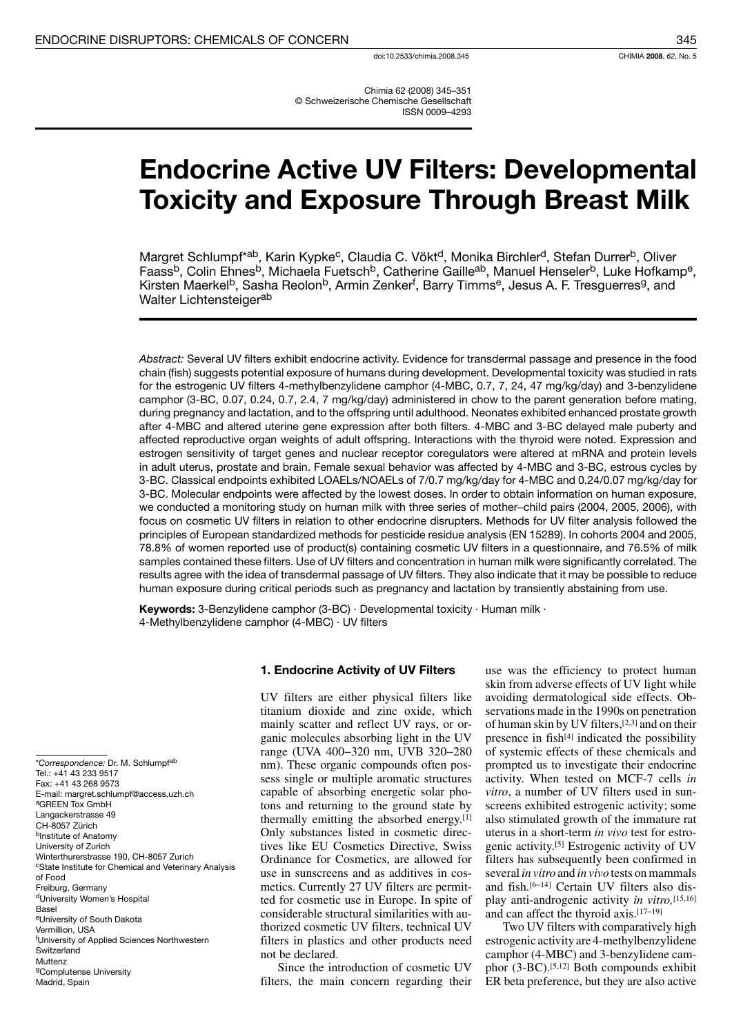doi:10.2533/chimia.2008.345

Chimia 62 (2008) 345–351
© Schweizerische Chemische Gesellschaft
ISSN 0009–4293

# Endocrine Active UV Filters: Developmental Toxicity and Exposure Through Breast Milk

Margret Schlumpf*[ab], Karin Kypke[c], Claudia C. Vökt[d], Monika Birchler[d], Stefan Durrer[b], Oliver Faass[b], Colin Ehnes[b], Michaela Fuetsch[b], Catherine Gaille[ab], Manuel Henseler[b], Luke Hofkamp[e], Kirsten Maerkel[b], Sasha Reolon[b], Armin Zenker[f], Barry Timms[e], Jesus A. F. Tresguerres[g], and Walter Lichtensteiger[ab]

*Abstract:* Several UV filters exhibit endocrine activity. Evidence for transdermal passage and presence in the food chain (fish) suggests potential exposure of humans during development. Developmental toxicity was studied in rats for the estrogenic UV filters 4-methylbenzylidene camphor (4-MBC, 0.7, 7, 24, 47 mg/kg/day) and 3-benzylidene camphor (3-BC, 0.07, 0.24, 0.7, 2.4, 7 mg/kg/day) administered in chow to the parent generation before mating, during pregnancy and lactation, and to the offspring until adulthood. Neonates exhibited enhanced prostate growth after 4-MBC and altered uterine gene expression after both filters. 4-MBC and 3-BC delayed male puberty and affected reproductive organ weights of adult offspring. Interactions with the thyroid were noted. Expression and estrogen sensitivity of target genes and nuclear receptor coregulators were altered at mRNA and protein levels in adult uterus, prostate and brain. Female sexual behavior was affected by 4-MBC and 3-BC, estrous cycles by 3-BC. Classical endpoints exhibited LOAELs/NOAELs of 7/0.7 mg/kg/day for 4-MBC and 0.24/0.07 mg/kg/day for 3-BC. Molecular endpoints were affected by the lowest doses. In order to obtain information on human exposure, we conducted a monitoring study on human milk with three series of mother–child pairs (2004, 2005, 2006), with focus on cosmetic UV filters in relation to other endocrine disrupters. Methods for UV filter analysis followed the principles of European standardized methods for pesticide residue analysis (EN 15289). In cohorts 2004 and 2005, 78.8% of women reported use of product(s) containing cosmetic UV filters in a questionnaire, and 76.5% of milk samples contained these filters. Use of UV filters and concentration in human milk were significantly correlated. The results agree with the idea of transdermal passage of UV filters. They also indicate that it may be possible to reduce human exposure during critical periods such as pregnancy and lactation by transiently abstaining from use.

**Keywords:** 3-Benzylidene camphor (3-BC) · Developmental toxicity · Human milk · 4-Methylbenzylidene camphor (4-MBC) · UV filters

## 1. Endocrine Activity of UV Filters

UV filters are either physical filters like titanium dioxide and zinc oxide, which mainly scatter and reflect UV rays, or organic molecules absorbing light in the UV range (UVA 400–320 nm, UVB 320–280 nm). These organic compounds often possess single or multiple aromatic structures capable of absorbing energetic solar photons and returning to the ground state by thermally emitting the absorbed energy.[1] Only substances listed in cosmetic directives like EU Cosmetics Directive, Swiss Ordinance for Cosmetics, are allowed for use in sunscreens and as additives in cosmetics. Currently 27 UV filters are permitted for cosmetic use in Europe. In spite of considerable structural similarities with authorized cosmetic UV filters, technical UV filters in plastics and other products need not be declared.

Since the introduction of cosmetic UV filters, the main concern regarding their use was the efficiency to protect human skin from adverse effects of UV light while avoiding dermatological side effects. Observations made in the 1990s on penetration of human skin by UV filters,[2,3] and on their presence in fish[4] indicated the possibility of systemic effects of these chemicals and prompted us to investigate their endocrine activity. When tested on MCF-7 cells *in vitro*, a number of UV filters used in sunscreens exhibited estrogenic activity; some also stimulated growth of the immature rat uterus in a short-term *in vivo* test for estrogenic activity.[5] Estrogenic activity of UV filters has subsequently been confirmed in several *in vitro* and *in vivo* tests on mammals and fish.[6–14] Certain UV filters also display anti-androgenic activity *in vitro*,[15,16] and can affect the thyroid axis.[17–19]

Two UV filters with comparatively high estrogenic activity are 4-methylbenzylidene camphor (4-MBC) and 3-benzylidene camphor (3-BC).[5,12] Both compounds exhibit ER beta preference, but they are also active

---

*Correspondence: Dr. M. Schlumpf[ab]
Tel.: +41 43 233 9517
Fax: +41 43 268 9573
E-mail: margret.schlumpf@access.uzh.ch
[a]GREEN Tox GmbH
Langackerstrasse 49
CH-8057 Zürich
[b]Institute of Anatomy
University of Zurich
Winterthurerstrasse 190, CH-8057 Zurich
[c]State Institute for Chemical and Veterinary Analysis of Food
Freiburg, Germany
[d]University Women's Hospital
Basel
[e]University of South Dakota
Vermillion, USA
[f]University of Applied Sciences Northwestern Switzerland
Muttenz
[g]Complutense University
Madrid, Spain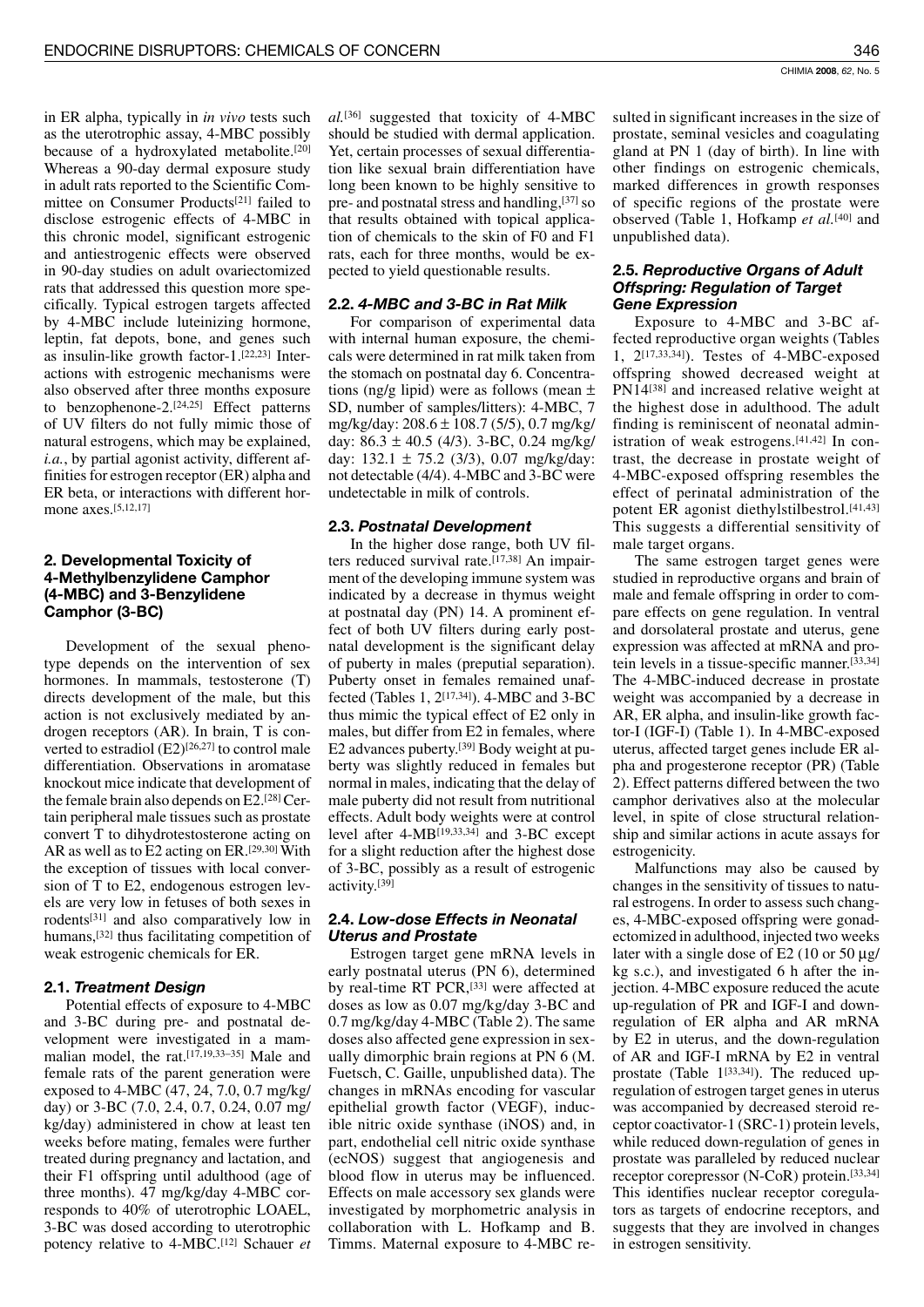in ER alpha, typically in *in vivo* tests such as the uterotrophic assay, 4-MBC possibly because of a hydroxylated metabolite.[20] Whereas a 90-day dermal exposure study in adult rats reported to the Scientific Committee on Consumer Products[21] failed to disclose estrogenic effects of 4-MBC in this chronic model, significant estrogenic and antiestrogenic effects were observed in 90-day studies on adult ovariectomized rats that addressed this question more specifically. Typical estrogen targets affected by 4-MBC include luteinizing hormone, leptin, fat depots, bone, and genes such as insulin-like growth factor-1.[22,23] Interactions with estrogenic mechanisms were also observed after three months exposure to benzophenone-2.[24,25] Effect patterns of UV filters do not fully mimic those of natural estrogens, which may be explained, *i.a.*, by partial agonist activity, different affinities for estrogen receptor (ER) alpha and ER beta, or interactions with different hormone axes.[5,12,17]

## 2. Developmental Toxicity of 4-Methylbenzylidene Camphor (4-MBC) and 3-Benzylidene Camphor (3-BC)

Development of the sexual phenotype depends on the intervention of sex hormones. In mammals, testosterone (T) directs development of the male, but this action is not exclusively mediated by androgen receptors (AR). In brain, T is converted to estradiol (E2)[26,27] to control male differentiation. Observations in aromatase knockout mice indicate that development of the female brain also depends on E2.[28] Certain peripheral male tissues such as prostate convert T to dihydrotestosterone acting on AR as well as to E2 acting on ER.[29,30] With the exception of tissues with local conversion of T to E2, endogenous estrogen levels are very low in fetuses of both sexes in rodents[31] and also comparatively low in humans,[32] thus facilitating competition of weak estrogenic chemicals for ER.

### 2.1. *Treatment Design*

Potential effects of exposure to 4-MBC and 3-BC during pre- and postnatal development were investigated in a mammalian model, the rat.[17,19,33–35] Male and female rats of the parent generation were exposed to 4-MBC (47, 24, 7.0, 0.7 mg/kg/day) or 3-BC (7.0, 2.4, 0.7, 0.24, 0.07 mg/kg/day) administered in chow at least ten weeks before mating, females were further treated during pregnancy and lactation, and their F1 offspring until adulthood (age of three months). 47 mg/kg/day 4-MBC corresponds to 40% of uterotrophic LOAEL, 3-BC was dosed according to uterotrophic potency relative to 4-MBC.[12] Schauer *et al.*[36] suggested that toxicity of 4-MBC should be studied with dermal application. Yet, certain processes of sexual differentiation like sexual brain differentiation have long been known to be highly sensitive to pre- and postnatal stress and handling,[37] so that results obtained with topical application of chemicals to the skin of F0 and F1 rats, each for three months, would be expected to yield questionable results.

### 2.2. *4-MBC and 3-BC in Rat Milk*

For comparison of experimental data with internal human exposure, the chemicals were determined in rat milk taken from the stomach on postnatal day 6. Concentrations (ng/g lipid) were as follows (mean ± SD, number of samples/litters): 4-MBC, 7 mg/kg/day: 208.6 ± 108.7 (5/5), 0.7 mg/kg/day: 86.3 ± 40.5 (4/3). 3-BC, 0.24 mg/kg/day: 132.1 ± 75.2 (3/3), 0.07 mg/kg/day: not detectable (4/4). 4-MBC and 3-BC were undetectable in milk of controls.

### 2.3. *Postnatal Development*

In the higher dose range, both UV filters reduced survival rate.[17,38] An impairment of the developing immune system was indicated by a decrease in thymus weight at postnatal day (PN) 14. A prominent effect of both UV filters during early postnatal development is the significant delay of puberty in males (preputial separation). Puberty onset in females remained unaffected (Tables 1, 2[17,34]). 4-MBC and 3-BC thus mimic the typical effect of E2 only in males, but differ from E2 in females, where E2 advances puberty.[39] Body weight at puberty was slightly reduced in females but normal in males, indicating that the delay of male puberty did not result from nutritional effects. Adult body weights were at control level after 4-MB[19,33,34] and 3-BC except for a slight reduction after the highest dose of 3-BC, possibly as a result of estrogenic activity.[39]

### 2.4. *Low-dose Effects in Neonatal Uterus and Prostate*

Estrogen target gene mRNA levels in early postnatal uterus (PN 6), determined by real-time RT PCR,[33] were affected at doses as low as 0.07 mg/kg/day 3-BC and 0.7 mg/kg/day 4-MBC (Table 2). The same doses also affected gene expression in sexually dimorphic brain regions at PN 6 (M. Fuetsch, C. Gaille, unpublished data). The changes in mRNAs encoding for vascular epithelial growth factor (VEGF), inducible nitric oxide synthase (iNOS) and, in part, endothelial cell nitric oxide synthase (ecNOS) suggest that angiogenesis and blood flow in uterus may be influenced. Effects on male accessory sex glands were investigated by morphometric analysis in collaboration with L. Hofkamp and B. Timms. Maternal exposure to 4-MBC resulted in significant increases in the size of prostate, seminal vesicles and coagulating gland at PN 1 (day of birth). In line with other findings on estrogenic chemicals, marked differences in growth responses of specific regions of the prostate were observed (Table 1, Hofkamp *et al.*[40] and unpublished data).

### 2.5. *Reproductive Organs of Adult Offspring: Regulation of Target Gene Expression*

Exposure to 4-MBC and 3-BC affected reproductive organ weights (Tables 1, 2[17,33,34]). Testes of 4-MBC-exposed offspring showed decreased weight at PN14[38] and increased relative weight at the highest dose in adulthood. The adult finding is reminiscent of neonatal administration of weak estrogens.[41,42] In contrast, the decrease in prostate weight of 4-MBC-exposed offspring resembles the effect of perinatal administration of the potent ER agonist diethylstilbestrol.[41,43] This suggests a differential sensitivity of male target organs.

The same estrogen target genes were studied in reproductive organs and brain of male and female offspring in order to compare effects on gene regulation. In ventral and dorsolateral prostate and uterus, gene expression was affected at mRNA and protein levels in a tissue-specific manner.[33,34] The 4-MBC-induced decrease in prostate weight was accompanied by a decrease in AR, ER alpha, and insulin-like growth factor-I (IGF-I) (Table 1). In 4-MBC-exposed uterus, affected target genes include ER alpha and progesterone receptor (PR) (Table 2). Effect patterns differed between the two camphor derivatives also at the molecular level, in spite of close structural relationship and similar actions in acute assays for estrogenicity.

Malfunctions may also be caused by changes in the sensitivity of tissues to natural estrogens. In order to assess such changes, 4-MBC-exposed offspring were gonadectomized in adulthood, injected two weeks later with a single dose of E2 (10 or 50 µg/kg s.c.), and investigated 6 h after the injection. 4-MBC exposure reduced the acute up-regulation of PR and IGF-I and down-regulation of ER alpha and AR mRNA by E2 in uterus, and the down-regulation of AR and IGF-I mRNA by E2 in ventral prostate (Table 1[33,34]). The reduced up-regulation of estrogen target genes in uterus was accompanied by decreased steroid receptor coactivator-1 (SRC-1) protein levels, while reduced down-regulation of genes in prostate was paralleled by reduced nuclear receptor corepressor (N-CoR) protein.[33,34] This identifies nuclear receptor coregulators as targets of endocrine receptors, and suggests that they are involved in changes in estrogen sensitivity.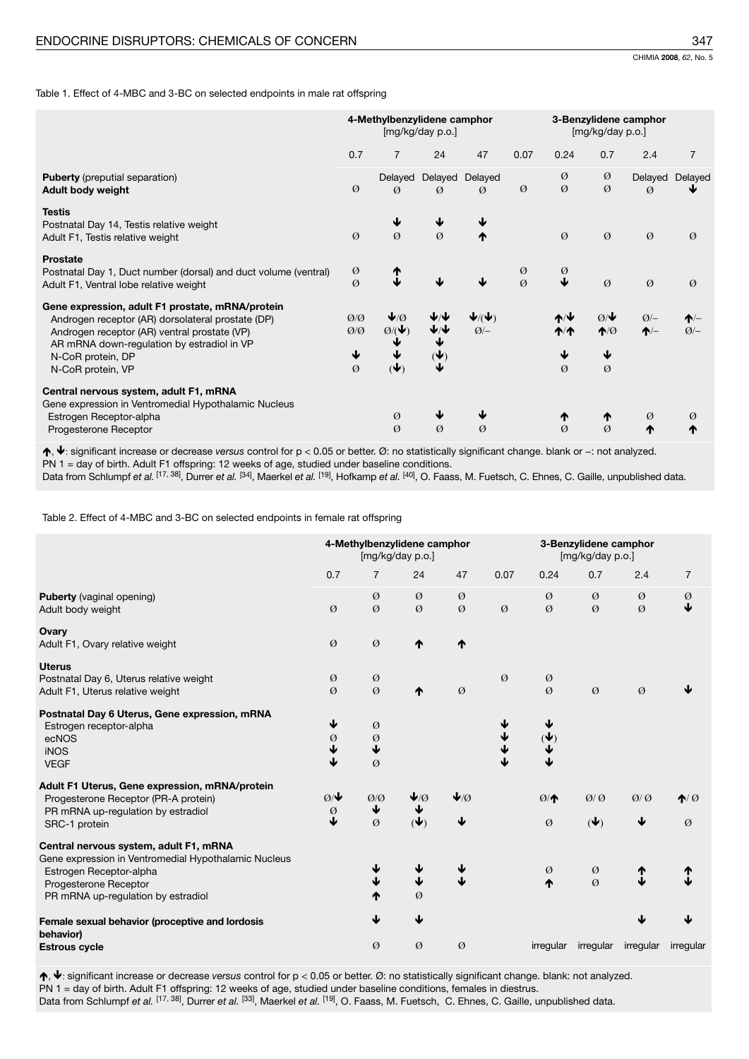Table 1. Effect of 4-MBC and 3-BC on selected endpoints in male rat offspring

| | 4-Methylbenzylidene camphor [mg/kg/day p.o.] | | | | 3-Benzylidene camphor [mg/kg/day p.o.] | | | | |
|---|---|---|---|---|---|---|---|---|---|
| | 0.7 | 7 | 24 | 47 | 0.07 | 0.24 | 0.7 | 2.4 | 7 |
| **Puberty** (preputial separation) | | Delayed | Delayed | Delayed | | Ø | Ø | Delayed | Delayed |
| **Adult body weight** | Ø | Ø | Ø | Ø | Ø | Ø | Ø | Ø | ↓ |
| **Testis** | | | | | | | | | |
| Postnatal Day 14, Testis relative weight | | ↓ | ↓ | ↓ | | | | | |
| Adult F1, Testis relative weight | Ø | Ø | Ø | ↑ | | Ø | Ø | Ø | Ø |
| **Prostate** | | | | | | | | | |
| Postnatal Day 1, Duct number (dorsal) and duct volume (ventral) | Ø | ↑ | | | Ø | Ø | | | |
| Adult F1, Ventral lobe relative weight | Ø | ↓ | ↓ | ↓ | Ø | ↓ | Ø | Ø | Ø |
| **Gene expression, adult F1 prostate, mRNA/protein** | | | | | | | | | |
| Androgen receptor (AR) dorsolateral prostate (DP) | Ø/Ø | ↓/Ø | ↓/↓ | ↓/(↓) | | ↑/↓ | Ø/↓ | Ø/– | ↑/– |
| Androgen receptor (AR) ventral prostate (VP) | Ø/Ø | Ø/(↓) | ↓/↓ | Ø/– | | ↑/↑ | ↑/Ø | ↑/– | Ø/– |
| AR mRNA down-regulation by estradiol in VP | | ↓ | ↓ | | | | | | |
| N-CoR protein, DP | ↓ | ↓ | (↓) | | | ↓ | ↓ | | |
| N-CoR protein, VP | Ø | (↓) | ↓ | | | Ø | Ø | | |
| **Central nervous system, adult F1, mRNA** | | | | | | | | | |
| Gene expression in Ventromedial Hypothalamic Nucleus | | | | | | | | | |
| Estrogen Receptor-alpha | | Ø | ↓ | ↓ | | ↑ | ↑ | Ø | Ø |
| Progesterone Receptor | | Ø | Ø | Ø | | Ø | Ø | ↑ | ↑ |

↑, ↓: significant increase or decrease *versus* control for $p < 0.05$ or better. Ø: no statistically significant change. blank or –: not analyzed.
PN 1 = day of birth. Adult F1 offspring: 12 weeks of age, studied under baseline conditions.
Data from Schlumpf *et al.* [17, 38], Durrer *et al.* [34], Maerkel *et al.* [19], Hofkamp *et al.* [40], O. Faass, M. Fuetsch, C. Ehnes, C. Gaille, unpublished data.

Table 2. Effect of 4-MBC and 3-BC on selected endpoints in female rat offspring

| | 4-Methylbenzylidene camphor [mg/kg/day p.o.] | | | | 3-Benzylidene camphor [mg/kg/day p.o.] | | | | |
|---|---|---|---|---|---|---|---|---|---|
| | 0.7 | 7 | 24 | 47 | 0.07 | 0.24 | 0.7 | 2.4 | 7 |
| **Puberty** (vaginal opening) | | Ø | Ø | Ø | | Ø | Ø | Ø | Ø |
| Adult body weight | Ø | Ø | Ø | Ø | Ø | Ø | Ø | Ø | ↓ |
| **Ovary** | | | | | | | | | |
| Adult F1, Ovary relative weight | Ø | Ø | ↑ | ↑ | | | | | |
| **Uterus** | | | | | | | | | |
| Postnatal Day 6, Uterus relative weight | Ø | Ø | | | Ø | Ø | | | |
| Adult F1, Uterus relative weight | Ø | Ø | ↑ | Ø | | Ø | Ø | Ø | ↓ |
| **Postnatal Day 6 Uterus, Gene expression, mRNA** | | | | | | | | | |
| Estrogen receptor-alpha | ↓ | Ø | | | ↓ | ↓ | | | |
| ecNOS | Ø | Ø | | | ↓ | (↓) | | | |
| iNOS | ↓ | ↓ | | | ↓ | ↓ | | | |
| VEGF | ↓ | Ø | | | ↓ | ↓ | | | |
| **Adult F1 Uterus, Gene expression, mRNA/protein** | | | | | | | | | |
| Progesterone Receptor (PR-A protein) | Ø/↓ | Ø/Ø | ↓/Ø | ↓/Ø | | Ø/↑ | Ø/ Ø | Ø/ Ø | ↑/ Ø |
| PR mRNA up-regulation by estradiol | Ø | ↓ | ↓ | | | | | | |
| SRC-1 protein | ↓ | Ø | (↓) | ↓ | | Ø | (↓) | ↓ | Ø |
| **Central nervous system, adult F1, mRNA** | | | | | | | | | |
| Gene expression in Ventromedial Hypothalamic Nucleus | | | | | | | | | |
| Estrogen Receptor-alpha | | ↓ | ↓ | ↓ | | Ø | Ø | ↑ | ↑ |
| Progesterone Receptor | | ↓ | ↓ | ↓ | | ↑ | Ø | ↓ | ↓ |
| PR mRNA up-regulation by estradiol | | ↑ | Ø | | | | | | |
| **Female sexual behavior (proceptive and lordosis behavior)** | | ↓ | ↓ | | | | | ↓ | ↓ |
| **Estrous cycle** | | Ø | Ø | Ø | | irregular | irregular | irregular | irregular |

↑, ↓: significant increase or decrease *versus* control for $p < 0.05$ or better. Ø: no statistically significant change. blank: not analyzed.
PN 1 = day of birth. Adult F1 offspring: 12 weeks of age, studied under baseline conditions, females in diestrus.
Data from Schlumpf *et al.* [17, 38], Durrer *et al.* [33], Maerkel *et al.* [19], O. Faass, M. Fuetsch, C. Ehnes, C. Gaille, unpublished data.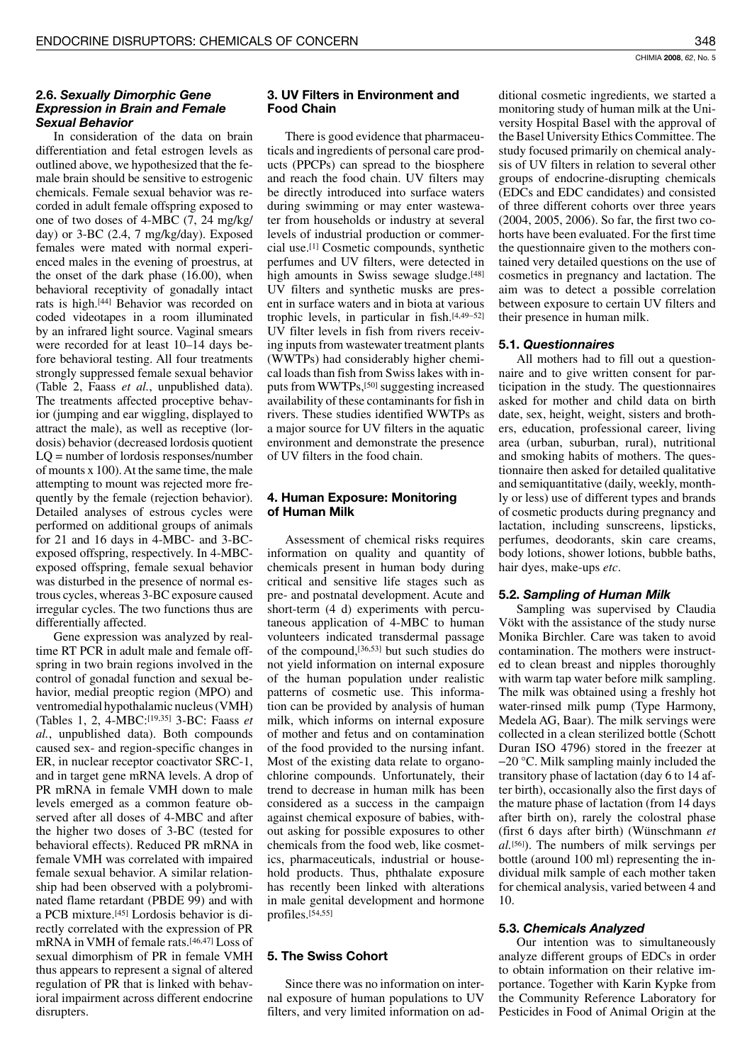### 2.6. *Sexually Dimorphic Gene Expression in Brain and Female Sexual Behavior*

In consideration of the data on brain differentiation and fetal estrogen levels as outlined above, we hypothesized that the female brain should be sensitive to estrogenic chemicals. Female sexual behavior was recorded in adult female offspring exposed to one of two doses of 4-MBC (7, 24 mg/kg/day) or 3-BC (2.4, 7 mg/kg/day). Exposed females were mated with normal experienced males in the evening of proestrus, at the onset of the dark phase (16.00), when behavioral receptivity of gonadally intact rats is high.[44] Behavior was recorded on coded videotapes in a room illuminated by an infrared light source. Vaginal smears were recorded for at least 10–14 days before behavioral testing. All four treatments strongly suppressed female sexual behavior (Table 2, Faass *et al.*, unpublished data). The treatments affected proceptive behavior (jumping and ear wiggling, displayed to attract the male), as well as receptive (lordosis) behavior (decreased lordosis quotient LQ = number of lordosis responses/number of mounts x 100). At the same time, the male attempting to mount was rejected more frequently by the female (rejection behavior). Detailed analyses of estrous cycles were performed on additional groups of animals for 21 and 16 days in 4-MBC- and 3-BC-exposed offspring, respectively. In 4-MBC-exposed offspring, female sexual behavior was disturbed in the presence of normal estrous cycles, whereas 3-BC exposure caused irregular cycles. The two functions thus are differentially affected.

Gene expression was analyzed by real-time RT PCR in adult male and female offspring in two brain regions involved in the control of gonadal function and sexual behavior, medial preoptic region (MPO) and ventromedial hypothalamic nucleus (VMH) (Tables 1, 2, 4-MBC:[19,35] 3-BC: Faass *et al.*, unpublished data). Both compounds caused sex- and region-specific changes in ER, in nuclear receptor coactivator SRC-1, and in target gene mRNA levels. A drop of PR mRNA in female VMH down to male levels emerged as a common feature observed after all doses of 4-MBC and after the higher two doses of 3-BC (tested for behavioral effects). Reduced PR mRNA in female VMH was correlated with impaired female sexual behavior. A similar relationship had been observed with a polybrominated flame retardant (PBDE 99) and with a PCB mixture.[45] Lordosis behavior is directly correlated with the expression of PR mRNA in VMH of female rats.[46,47] Loss of sexual dimorphism of PR in female VMH thus appears to represent a signal of altered regulation of PR that is linked with behavioral impairment across different endocrine disrupters.

## 3. UV Filters in Environment and Food Chain

There is good evidence that pharmaceuticals and ingredients of personal care products (PPCPs) can spread to the biosphere and reach the food chain. UV filters may be directly introduced into surface waters during swimming or may enter wastewater from households or industry at several levels of industrial production or commercial use.[1] Cosmetic compounds, synthetic perfumes and UV filters, were detected in high amounts in Swiss sewage sludge.[48] UV filters and synthetic musks are present in surface waters and in biota at various trophic levels, in particular in fish.[4,49–52] UV filter levels in fish from rivers receiving inputs from wastewater treatment plants (WWTPs) had considerably higher chemical loads than fish from Swiss lakes with inputs from WWTPs,[50] suggesting increased availability of these contaminants for fish in rivers. These studies identified WWTPs as a major source for UV filters in the aquatic environment and demonstrate the presence of UV filters in the food chain.

## 4. Human Exposure: Monitoring of Human Milk

Assessment of chemical risks requires information on quality and quantity of chemicals present in human body during critical and sensitive life stages such as pre- and postnatal development. Acute and short-term (4 d) experiments with percutaneous application of 4-MBC to human volunteers indicated transdermal passage of the compound,[36,53] but such studies do not yield information on internal exposure of the human population under realistic patterns of cosmetic use. This information can be provided by analysis of human milk, which informs on internal exposure of mother and fetus and on contamination of the food provided to the nursing infant. Most of the existing data relate to organochlorine compounds. Unfortunately, their trend to decrease in human milk has been considered as a success in the campaign against chemical exposure of babies, without asking for possible exposures to other chemicals from the food web, like cosmetics, pharmaceuticals, industrial or household products. Thus, phthalate exposure has recently been linked with alterations in male genital development and hormone profiles.[54,55]

## 5. The Swiss Cohort

Since there was no information on internal exposure of human populations to UV filters, and very limited information on additional cosmetic ingredients, we started a monitoring study of human milk at the University Hospital Basel with the approval of the Basel University Ethics Committee. The study focused primarily on chemical analysis of UV filters in relation to several other groups of endocrine-disrupting chemicals (EDCs and EDC candidates) and consisted of three different cohorts over three years (2004, 2005, 2006). So far, the first two cohorts have been evaluated. For the first time the questionnaire given to the mothers contained very detailed questions on the use of cosmetics in pregnancy and lactation. The aim was to detect a possible correlation between exposure to certain UV filters and their presence in human milk.

### 5.1. *Questionnaires*

All mothers had to fill out a questionnaire and to give written consent for participation in the study. The questionnaires asked for mother and child data on birth date, sex, height, weight, sisters and brothers, education, professional career, living area (urban, suburban, rural), nutritional and smoking habits of mothers. The questionnaire then asked for detailed qualitative and semiquantitative (daily, weekly, monthly or less) use of different types and brands of cosmetic products during pregnancy and lactation, including sunscreens, lipsticks, perfumes, deodorants, skin care creams, body lotions, shower lotions, bubble baths, hair dyes, make-ups *etc*.

### 5.2. *Sampling of Human Milk*

Sampling was supervised by Claudia Vökt with the assistance of the study nurse Monika Birchler. Care was taken to avoid contamination. The mothers were instructed to clean breast and nipples thoroughly with warm tap water before milk sampling. The milk was obtained using a freshly hot water-rinsed milk pump (Type Harmony, Medela AG, Baar). The milk servings were collected in a clean sterilized bottle (Schott Duran ISO 4796) stored in the freezer at −20 °C. Milk sampling mainly included the transitory phase of lactation (day 6 to 14 after birth), occasionally also the first days of the mature phase of lactation (from 14 days after birth on), rarely the colostral phase (first 6 days after birth) (Wünschmann *et al.*[56]). The numbers of milk servings per bottle (around 100 ml) representing the individual milk sample of each mother taken for chemical analysis, varied between 4 and 10.

### 5.3. *Chemicals Analyzed*

Our intention was to simultaneously analyze different groups of EDCs in order to obtain information on their relative importance. Together with Karin Kypke from the Community Reference Laboratory for Pesticides in Food of Animal Origin at the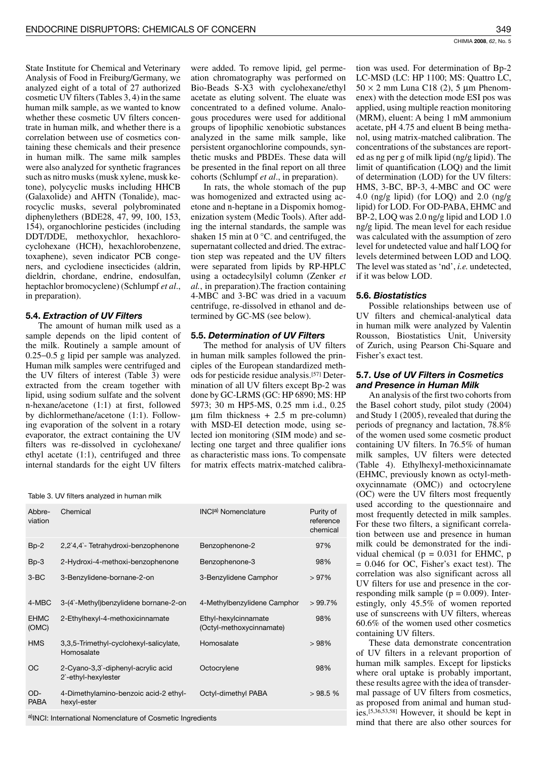State Institute for Chemical and Veterinary Analysis of Food in Freiburg/Germany, we analyzed eight of a total of 27 authorized cosmetic UV filters (Tables 3, 4) in the same human milk sample, as we wanted to know whether these cosmetic UV filters concentrate in human milk, and whether there is a correlation between use of cosmetics containing these chemicals and their presence in human milk. The same milk samples were also analyzed for synthetic fragrances such as nitro musks (musk xylene, musk ketone), polycyclic musks including HHCB (Galaxolide) and AHTN (Tonalide), macrocyclic musks, several polybrominated diphenylethers (BDE28, 47, 99, 100, 153, 154), organochlorine pesticides (including DDT/DDE, methoxychlor, hexachlorocyclohexane (HCH), hexachlorobenzene, toxaphene), seven indicator PCB congeners, and cyclodiene insecticides (aldrin, dieldrin, chordane, endrine, endosulfan, heptachlor bromocyclene) (Schlumpf *et al*., in preparation).

### 5.4. *Extraction of UV Filters*

The amount of human milk used as a sample depends on the lipid content of the milk. Routinely a sample amount of 0.25–0.5 g lipid per sample was analyzed. Human milk samples were centrifuged and the UV filters of interest (Table 3) were extracted from the cream together with lipid, using sodium sulfate and the solvent n-hexane/acetone (1:1) at first, followed by dichlormethane/acetone (1:1). Following evaporation of the solvent in a rotary evaporator, the extract containing the UV filters was re-dissolved in cyclohexane/ethyl acetate (1:1), centrifuged and three internal standards for the eight UV filters were added. To remove lipid, gel permeation chromatography was performed on Bio-Beads S-X3 with cyclohexane/ethyl acetate as eluting solvent. The eluate was concentrated to a defined volume. Analogous procedures were used for additional groups of lipophilic xenobiotic substances analyzed in the same milk sample, like persistent organochlorine compounds, synthetic musks and PBDEs. These data will be presented in the final report on all three cohorts (Schlumpf *et al*., in preparation).

In rats, the whole stomach of the pup was homogenized and extracted using acetone and n-heptane in a Dispomix homogenization system (Medic Tools). After adding the internal standards, the sample was shaken 15 min at 0 °C. and centrifuged, the supernatant collected and dried. The extraction step was repeated and the UV filters were separated from lipids by RP-HPLC using a octadecylsilyl column (Zenker *et al.*, in preparation).The fraction containing 4-MBC and 3-BC was dried in a vacuum centrifuge, re-dissolved in ethanol and determined by GC-MS (see below).

### 5.5. *Determination of UV Filters*

The method for analysis of UV filters in human milk samples followed the principles of the European standardized methods for pesticide residue analysis.[57] Determination of all UV filters except Bp-2 was done by GC-LRMS (GC: HP 6890; MS: HP 5973; 30 m HP5-MS, 0.25 mm i.d., 0.25 µm film thickness + 2.5 m pre-column) with MSD-EI detection mode, using selected ion monitoring (SIM mode) and selecting one target and three qualifier ions as characteristic mass ions. To compensate for matrix effects matrix-matched calibration was used. For determination of Bp-2 LC-MSD (LC: HP 1100; MS: Quattro LC, 50 × 2 mm Luna C18 (2), 5 µm Phenomenex) with the detection mode ESI pos was applied, using multiple reaction monitoring (MRM), eluent: A being 1 mM ammonium acetate, pH 4.75 and eluent B being methanol, using matrix-matched calibration. The concentrations of the substances are reported as ng per g of milk lipid (ng/g lipid). The limit of quantification (LOQ) and the limit of determination (LOD) for the UV filters: HMS, 3-BC, BP-3, 4-MBC and OC were 4.0 (ng/g lipid) (for LOQ) and 2.0 (ng/g lipid) for LOD. For OD-PABA, EHMC and BP-2, LOQ was 2.0 ng/g lipid and LOD 1.0 ng/g lipid. The mean level for each residue was calculated with the assumption of zero level for undetected value and half LOQ for levels determined between LOD and LOQ. The level was stated as 'nd', *i.e.* undetected, if it was below LOD.

### 5.6. *Biostatistics*

Possible relationships between use of UV filters and chemical-analytical data in human milk were analyzed by Valentin Rousson, Biostatistics Unit, University of Zurich, using Pearson Chi-Square and Fisher's exact test.

### 5.7. *Use of UV Filters in Cosmetics and Presence in Human Milk*

An analysis of the first two cohorts from the Basel cohort study, pilot study (2004) and Study 1 (2005), revealed that during the periods of pregnancy and lactation, 78.8% of the women used some cosmetic product containing UV filters. In 76.5% of human milk samples, UV filters were detected (Table 4). Ethylhexyl-methoxicinnamate (EHMC, previously known as octyl-methoxycinnamate (OMC)) and octocrylene (OC) were the UV filters most frequently used according to the questionnaire and most frequently detected in milk samples. For these two filters, a significant correlation between use and presence in human milk could be demonstrated for the individual chemical ($p = 0.031$ for EHMC, $p = 0.046$ for OC, Fisher's exact test). The correlation was also significant across all UV filters for use and presence in the corresponding milk sample ($p = 0.009$). Interestingly, only 45.5% of women reported use of sunscreens with UV filters, whereas 60.6% of the women used other cosmetics containing UV filters.

These data demonstrate concentration of UV filters in a relevant proportion of human milk samples. Except for lipsticks where oral uptake is probably important, these results agree with the idea of transdermal passage of UV filters from cosmetics, as proposed from animal and human studies.[5,36,53,58] However, it should be kept in mind that there are also other sources for

Table 3. UV filters analyzed in human milk

| Abbreviation | Chemical | INCI[a] Nomenclature | Purity of reference chemical |
|---|---|---|---|
| Bp-2 | 2,2`4,4`- Tetrahydroxi-benzophenone | Benzophenone-2 | 97% |
| Bp-3 | 2-Hydroxi-4-methoxi-benzophenone | Benzophenone-3 | 98% |
| 3-BC | 3-Benzylidene-bornane-2-on | 3-Benzylidene Camphor | > 97% |
| 4-MBC | 3-(4`-Methyl)benzylidene bornane-2-on | 4-Methylbenzylidene Camphor | > 99.7% |
| EHMC (OMC) | 2-Ethylhexyl-4-methoxicinnamate | Ethyl-hexylcinnamate (Octyl-methoxycinnamate) | 98% |
| HMS | 3,3,5-Trimethyl-cyclohexyl-salicylate, Homosalate | Homosalate | > 98% |
| OC | 2-Cyano-3,3`-diphenyl-acrylic acid 2`-ethyl-hexylester | Octocrylene | 98% |
| OD-PABA | 4-Dimethylamino-benzoic acid-2 ethyl-hexyl-ester | Octyl-dimethyl PABA | > 98.5 % |

[a]INCI: International Nomenclature of Cosmetic Ingredients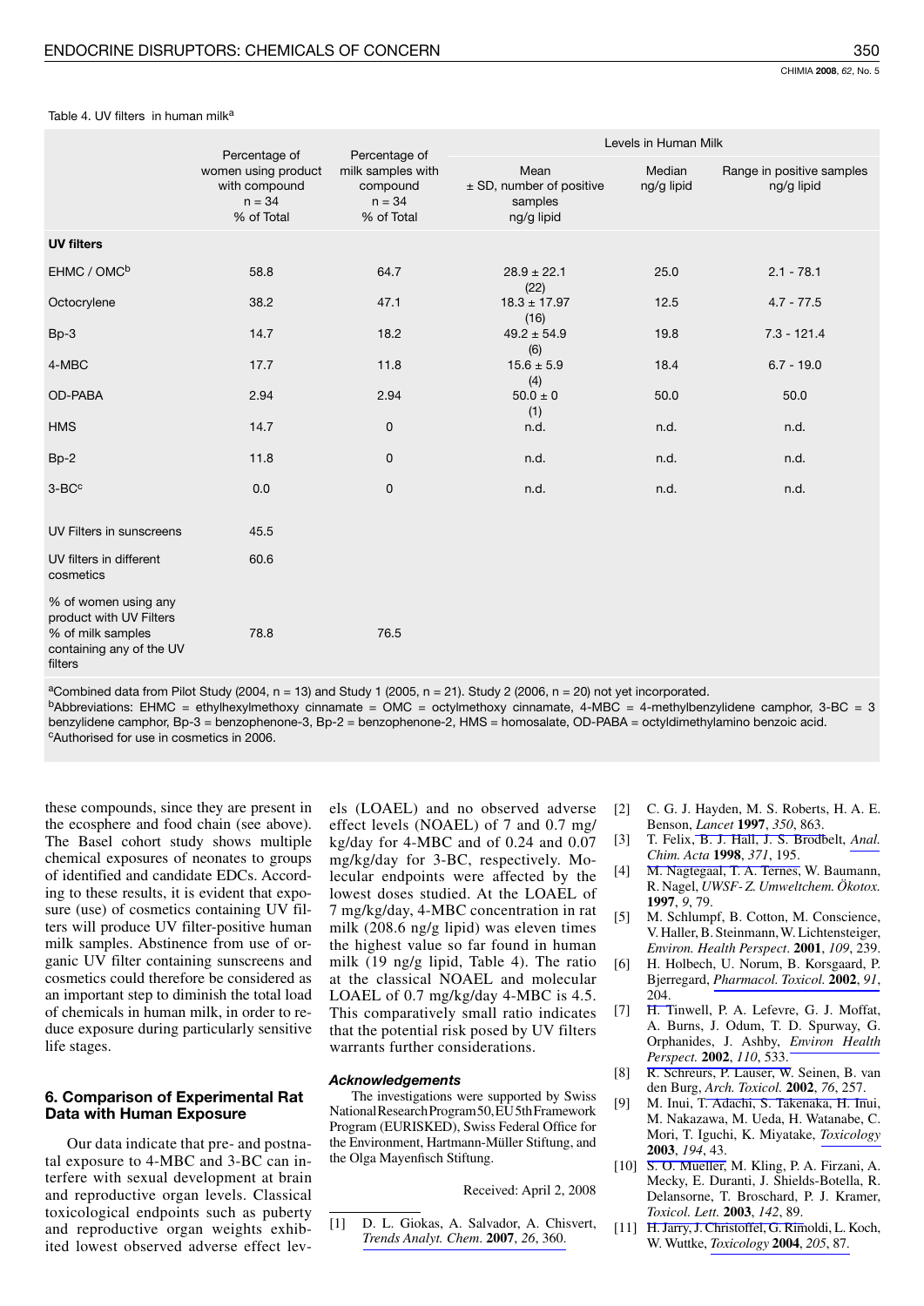Table 4. UV filters in human milk[a]

| | Percentage of women using product with compound n = 34 % of Total | Percentage of milk samples with compound n = 34 % of Total | Levels in Human Milk | | |
|---|---|---|---|---|---|
| | | | Mean ± SD, number of positive samples ng/g lipid | Median ng/g lipid | Range in positive samples ng/g lipid |
| **UV filters** | | | | | |
| EHMC / OMC[b] | 58.8 | 64.7 | 28.9 ± 22.1 (22) | 25.0 | 2.1 - 78.1 |
| Octocrylene | 38.2 | 47.1 | 18.3 ± 17.97 (16) | 12.5 | 4.7 - 77.5 |
| Bp-3 | 14.7 | 18.2 | 49.2 ± 54.9 (6) | 19.8 | 7.3 - 121.4 |
| 4-MBC | 17.7 | 11.8 | 15.6 ± 5.9 (4) | 18.4 | 6.7 - 19.0 |
| OD-PABA | 2.94 | 2.94 | 50.0 ± 0 (1) | 50.0 | 50.0 |
| HMS | 14.7 | 0 | n.d. | n.d. | n.d. |
| Bp-2 | 11.8 | 0 | n.d. | n.d. | n.d. |
| 3-BC[c] | 0.0 | 0 | n.d. | n.d. | n.d. |
| UV Filters in sunscreens | 45.5 | | | | |
| UV filters in different cosmetics | 60.6 | | | | |
| % of women using any product with UV Filters % of milk samples containing any of the UV filters | 78.8 | 76.5 | | | |

[a]Combined data from Pilot Study (2004, n = 13) and Study 1 (2005, n = 21). Study 2 (2006, n = 20) not yet incorporated.
[b]Abbreviations: EHMC = ethylhexylmethoxy cinnamate = OMC = octylmethoxy cinnamate, 4-MBC = 4-methylbenzylidene camphor, 3-BC = 3 benzylidene camphor, Bp-3 = benzophenone-3, Bp-2 = benzophenone-2, HMS = homosalate, OD-PABA = octyldimethylamino benzoic acid.
[c]Authorised for use in cosmetics in 2006.

these compounds, since they are present in the ecosphere and food chain (see above). The Basel cohort study shows multiple chemical exposures of neonates to groups of identified and candidate EDCs. According to these results, it is evident that exposure (use) of cosmetics containing UV filters will produce UV filter-positive human milk samples. Abstinence from use of organic UV filter containing sunscreens and cosmetics could therefore be considered as an important step to diminish the total load of chemicals in human milk, in order to reduce exposure during particularly sensitive life stages.

## 6. Comparison of Experimental Rat Data with Human Exposure

Our data indicate that pre- and postnatal exposure to 4-MBC and 3-BC can interfere with sexual development at brain and reproductive organ levels. Classical toxicological endpoints such as puberty and reproductive organ weights exhibited lowest observed adverse effect levels (LOAEL) and no observed adverse effect levels (NOAEL) of 7 and 0.7 mg/kg/day for 4-MBC and of 0.24 and 0.07 mg/kg/day for 3-BC, respectively. Molecular endpoints were affected by the lowest doses studied. At the LOAEL of 7 mg/kg/day, 4-MBC concentration in rat milk (208.6 ng/g lipid) was eleven times the highest value so far found in human milk (19 ng/g lipid, Table 4). The ratio at the classical NOAEL and molecular LOAEL of 0.7 mg/kg/day 4-MBC is 4.5. This comparatively small ratio indicates that the potential risk posed by UV filters warrants further considerations.

### *Acknowledgements*

The investigations were supported by Swiss National Research Program 50, EU 5th Framework Program (EURISKED), Swiss Federal Office for the Environment, Hartmann-Müller Stiftung, and the Olga Mayenfisch Stiftung.

Received: April 2, 2008

[1] D. L. Giokas, A. Salvador, A. Chisvert, *Trends Analyt. Chem.* **2007**, *26*, 360.

[2] C. G. J. Hayden, M. S. Roberts, H. A. E. Benson, *Lancet* **1997**, *350*, 863.

[3] T. Felix, B. J. Hall, J. S. Brodbelt, *Anal. Chim. Acta* **1998**, *371*, 195.

[4] M. Nagtegaal, T. A. Ternes, W. Baumann, R. Nagel, *UWSF- Z. Umweltchem. Ökotox.* **1997**, *9*, 79.

[5] M. Schlumpf, B. Cotton, M. Conscience, V. Haller, B. Steinmann, W. Lichtensteiger, *Environ. Health Perspect.* **2001**, *109*, 239.

[6] H. Holbech, U. Norum, B. Korsgaard, P. Bjerregard, *Pharmacol. Toxicol.* **2002**, *91*, 204.

[7] H. Tinwell, P. A. Lefevre, G. J. Moffat, A. Burns, J. Odum, T. D. Spurway, G. Orphanides, J. Ashby, *Environ Health Perspect.* **2002**, *110*, 533.

[8] R. Schreurs, P. Lauser, W. Seinen, B. van den Burg, *Arch. Toxicol.* **2002**, *76*, 257.

[9] M. Inui, T. Adachi, S. Takenaka, H. Inui, M. Nakazawa, M. Ueda, H. Watanabe, C. Mori, T. Iguchi, K. Miyatake, *Toxicology* **2003**, *194*, 43.

[10] S. O. Mueller, M. Kling, P. A. Firzani, A. Mecky, E. Duranti, J. Shields-Botella, R. Delansorne, T. Broschard, P. J. Kramer, *Toxicol. Lett.* **2003**, *142*, 89.

[11] H. Jarry, J. Christoffel, G. Rimoldi, L. Koch, W. Wuttke, *Toxicology* **2004**, *205*, 87.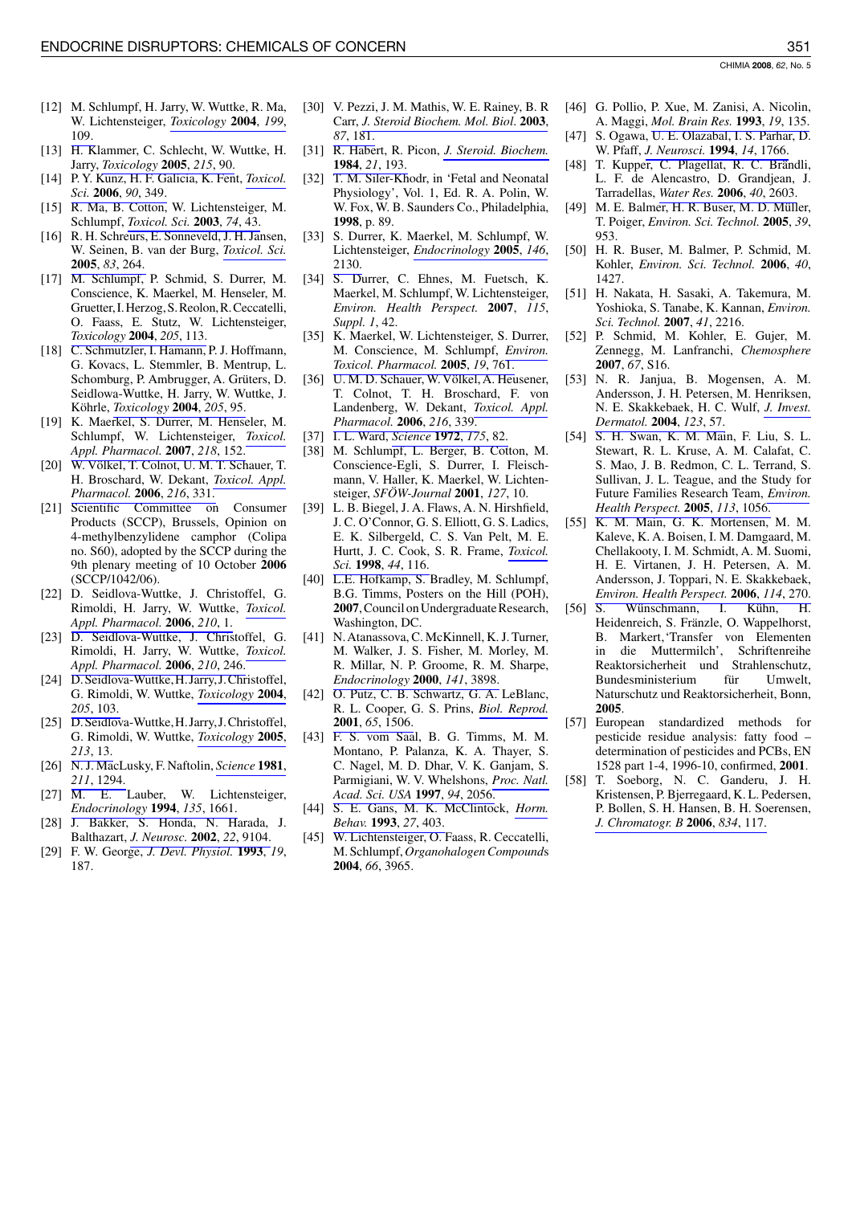[12] M. Schlumpf, H. Jarry, W. Wuttke, R. Ma, W. Lichtensteiger, *Toxicology* **2004**, *199*, 109.

[13] H. Klammer, C. Schlecht, W. Wuttke, H. Jarry, *Toxicology* **2005**, *215*, 90.

[14] P. Y. Kunz, H. F. Galicia, K. Fent, *Toxicol. Sci.* **2006**, *90*, 349.

[15] R. Ma, B. Cotton, W. Lichtensteiger, M. Schlumpf, *Toxicol. Sci.* **2003**, *74*, 43.

[16] R. H. Schreurs, E. Sonneveld, J. H. Jansen, W. Seinen, B. van der Burg, *Toxicol. Sci.* **2005**, *83*, 264.

[17] M. Schlumpf, P. Schmid, S. Durrer, M. Conscience, K. Maerkel, M. Henseler, M. Gruetter, I. Herzog, S. Reolon, R. Ceccatelli, O. Faass, E. Stutz, W. Lichtensteiger, *Toxicology* **2004**, *205*, 113.

[18] C. Schmutzler, I. Hamann, P. J. Hoffmann, G. Kovacs, L. Stemmler, B. Mentrup, L. Schomburg, P. Ambrugger, A. Grüters, D. Seidlowa-Wuttke, H. Jarry, W. Wuttke, J. Köhrle, *Toxicology* **2004**, *205*, 95.

[19] K. Maerkel, S. Durrer, M. Henseler, M. Schlumpf, W. Lichtensteiger, *Toxicol. Appl. Pharmacol.* **2007**, *218*, 152.

[20] W. Völkel, T. Colnot, U. M. T. Schauer, T. H. Broschard, W. Dekant, *Toxicol. Appl. Pharmacol.* **2006**, *216*, 331.

[21] Scientific Committee on Consumer Products (SCCP), Brussels, Opinion on 4-methylbenzylidene camphor (Colipa no. S60), adopted by the SCCP during the 9th plenary meeting of 10 October **2006** (SCCP/1042/06).

[22] D. Seidlova-Wuttke, J. Christoffel, G. Rimoldi, H. Jarry, W. Wuttke, *Toxicol. Appl. Pharmacol.* **2006**, *210*, 1.

[23] D. Seidlova-Wuttke, J. Christoffel, G. Rimoldi, H. Jarry, W. Wuttke, *Toxicol. Appl. Pharmacol.* **2006**, *210*, 246.

[24] D. Seidlova-Wuttke, H. Jarry, J. Christoffel, G. Rimoldi, W. Wuttke, *Toxicology* **2004**, *205*, 103.

[25] D. Seidlova-Wuttke, H. Jarry, J. Christoffel, G. Rimoldi, W. Wuttke, *Toxicology* **2005**, *213*, 13.

[26] N. J. MacLusky, F. Naftolin, *Science* **1981**, *211*, 1294.

[27] M. E. Lauber, W. Lichtensteiger, *Endocrinology* **1994**, *135*, 1661.

[28] J. Bakker, S. Honda, N. Harada, J. Balthazart, *J. Neurosc.* **2002**, *22*, 9104.

[29] F. W. George, *J. Devl. Physiol.* **1993**, *19*, 187.

[30] V. Pezzi, J. M. Mathis, W. E. Rainey, B. R Carr, *J. Steroid Biochem. Mol. Biol.* **2003**, *87*, 181.

[31] R. Habert, R. Picon, *J. Steroid. Biochem.* **1984**, *21*, 193.

[32] T. M. Siler-Khodr, in 'Fetal and Neonatal Physiology', Vol. 1, Ed. R. A. Polin, W. W. Fox, W. B. Saunders Co., Philadelphia, **1998**, p. 89.

[33] S. Durrer, K. Maerkel, M. Schlumpf, W. Lichtensteiger, *Endocrinology* **2005**, *146*, 2130.

[34] S. Durrer, C. Ehnes, M. Fuetsch, K. Maerkel, M. Schlumpf, W. Lichtensteiger, *Environ. Health Perspect.* **2007**, *115*, *Suppl. 1*, 42.

[35] K. Maerkel, W. Lichtensteiger, S. Durrer, M. Conscience, M. Schlumpf, *Environ. Toxicol. Pharmacol.* **2005**, *19*, 761.

[36] U. M. D. Schauer, W. Völkel, A. Heusener, T. Colnot, T. H. Broschard, F. von Landenberg, W. Dekant, *Toxicol. Appl. Pharmacol.* **2006**, *216*, 339.

[37] I. L. Ward, *Science* **1972**, *175*, 82.

[38] M. Schlumpf, L. Berger, B. Cotton, M. Conscience-Egli, S. Durrer, I. Fleischmann, V. Haller, K. Maerkel, W. Lichtensteiger, *SFÖW-Journal* **2001**, *127*, 10.

[39] L. B. Biegel, J. A. Flaws, A. N. Hirshfield, J. C. O'Connor, G. S. Elliott, G. S. Ladics, E. K. Silbergeld, C. S. Van Pelt, M. E. Hurtt, J. C. Cook, S. R. Frame, *Toxicol. Sci.* **1998**, *44*, 116.

[40] L.E. Hofkamp, S. Bradley, M. Schlumpf, B.G. Timms, Posters on the Hill (POH), **2007**, Council on Undergraduate Research, Washington, DC.

[41] N. Atanassova, C. McKinnell, K. J. Turner, M. Walker, J. S. Fisher, M. Morley, M. R. Millar, N. P. Groome, R. M. Sharpe, *Endocrinology* **2000**, *141*, 3898.

[42] O. Putz, C. B. Schwartz, G. A. LeBlanc, R. L. Cooper, G. S. Prins, *Biol. Reprod.* **2001**, *65*, 1506.

[43] F. S. vom Saal, B. G. Timms, M. M. Montano, P. Palanza, K. A. Thayer, S. C. Nagel, M. D. Dhar, V. K. Ganjam, S. Parmigiani, W. V. Whelshons, *Proc. Natl. Acad. Sci. USA* **1997**, *94*, 2056.

[44] S. E. Gans, M. K. McClintock, *Horm. Behav.* **1993**, *27*, 403.

[45] W. Lichtensteiger, O. Faass, R. Ceccatelli, M. Schlumpf, *Organohalogen Compounds* **2004**, *66*, 3965.

[46] G. Pollio, P. Xue, M. Zanisi, A. Nicolin, A. Maggi, *Mol. Brain Res.* **1993**, *19*, 135.

[47] S. Ogawa, U. E. Olazabal, I. S. Parhar, D. W. Pfaff, *J. Neurosci.* **1994**, *14*, 1766.

[48] T. Kupper, C. Plagellat, R. C. Brändli, L. F. de Alencastro, D. Grandjean, J. Tarradellas, *Water Res.* **2006**, *40*, 2603.

[49] M. E. Balmer, H. R. Buser, M. D. Müller, T. Poiger, *Environ. Sci. Technol.* **2005**, *39*, 953.

[50] H. R. Buser, M. Balmer, P. Schmid, M. Kohler, *Environ. Sci. Technol.* **2006**, *40*, 1427.

[51] H. Nakata, H. Sasaki, A. Takemura, M. Yoshioka, S. Tanabe, K. Kannan, *Environ. Sci. Technol.* **2007**, *41*, 2216.

[52] P. Schmid, M. Kohler, E. Gujer, M. Zennegg, M. Lanfranchi, *Chemosphere* **2007**, *67*, S16.

[53] N. R. Janjua, B. Mogensen, A. M. Andersson, J. H. Petersen, M. Henriksen, N. E. Skakkebaek, H. C. Wulf, *J. Invest. Dermatol.* **2004**, *123*, 57.

[54] S. H. Swan, K. M. Main, F. Liu, S. L. Stewart, R. L. Kruse, A. M. Calafat, C. S. Mao, J. B. Redmon, C. L. Terrand, S. Sullivan, J. L. Teague, and the Study for Future Families Research Team, *Environ. Health Perspect.* **2005**, *113*, 1056.

[55] K. M. Main, G. K. Mortensen, M. M. Kaleve, K. A. Boisen, I. M. Damgaard, M. Chellakooty, I. M. Schmidt, A. M. Suomi, H. E. Virtanen, J. H. Petersen, A. M. Andersson, J. Toppari, N. E. Skakkebaek, *Environ. Health Perspect.* **2006**, *114*, 270.

[56] S. Wünschmann, I. Kühn, H. Heidenreich, S. Fränzle, O. Wappelhorst, B. Markert, 'Transfer von Elementen in die Muttermilch', Schriftenreihe Reaktorsicherheit und Strahlenschutz, Bundesministerium für Umwelt, Naturschutz und Reaktorsicherheit, Bonn, **2005**.

[57] European standardized methods for pesticide residue analysis: fatty food – determination of pesticides and PCBs, EN 1528 part 1-4, 1996-10, confirmed, **2001**.

[58] T. Soeborg, N. C. Ganderu, J. H. Kristensen, P. Bjerregaard, K. L. Pedersen, P. Bollen, S. H. Hansen, B. H. Soerensen, *J. Chromatogr. B* **2006**, *834*, 117.